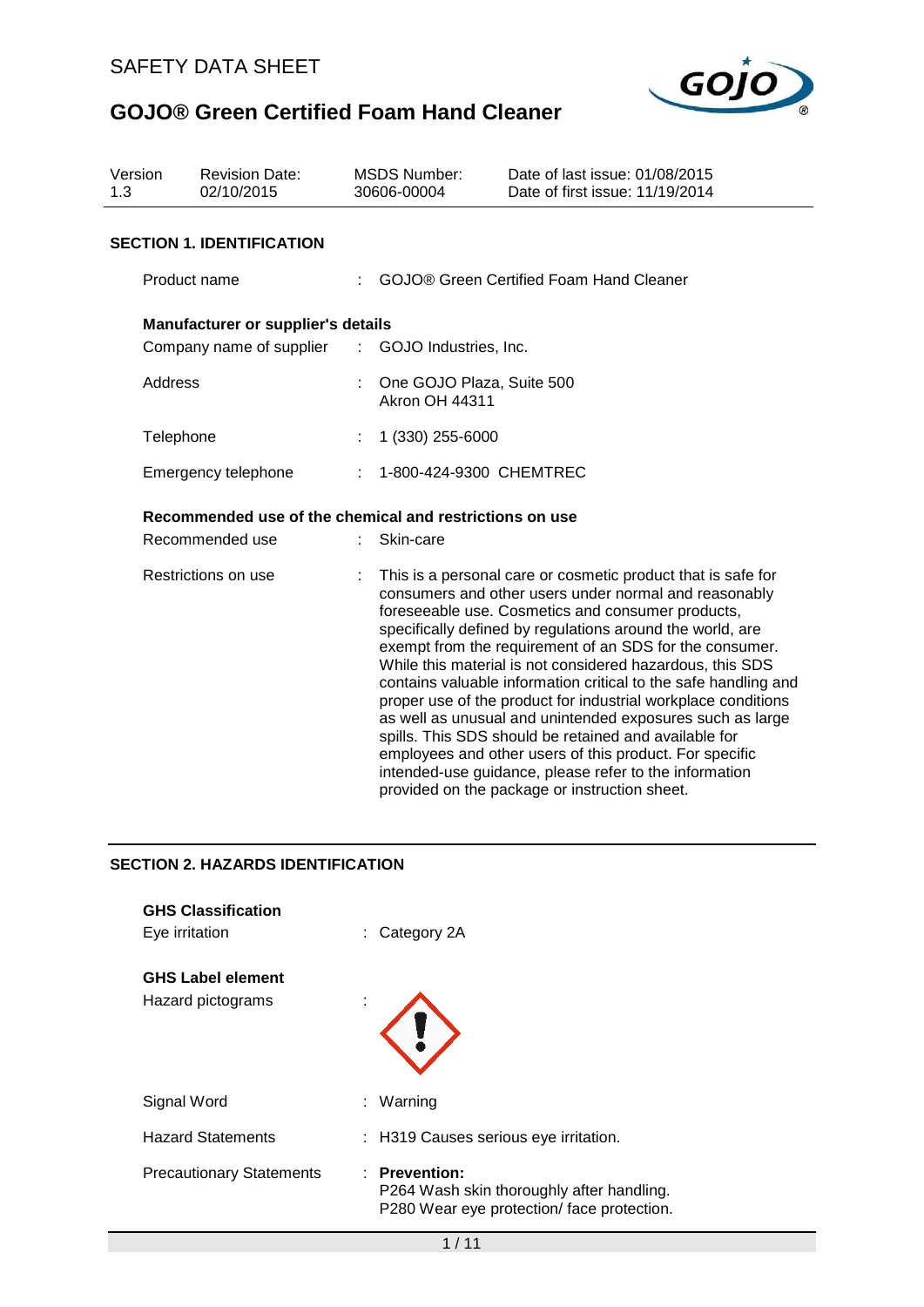SAFETY DATA SHEET

# GOJO® Green Certified Foam Hand Cleaner

| Version | Revision Date: | MSDS Number: | Date of last issue: 01/08/2015 |
|---|---|---|---|
| 1.3 | 02/10/2015 | 30606-00004 | Date of first issue: 11/19/2014 |

## SECTION 1. IDENTIFICATION

Product name : GOJO® Green Certified Foam Hand Cleaner

**Manufacturer or supplier's details**

Company name of supplier : GOJO Industries, Inc.

Address : One GOJO Plaza, Suite 500
Akron OH 44311

Telephone : 1 (330) 255-6000

Emergency telephone : 1-800-424-9300 CHEMTREC

**Recommended use of the chemical and restrictions on use**

Recommended use : Skin-care

Restrictions on use : This is a personal care or cosmetic product that is safe for consumers and other users under normal and reasonably foreseeable use. Cosmetics and consumer products, specifically defined by regulations around the world, are exempt from the requirement of an SDS for the consumer. While this material is not considered hazardous, this SDS contains valuable information critical to the safe handling and proper use of the product for industrial workplace conditions as well as unusual and unintended exposures such as large spills. This SDS should be retained and available for employees and other users of this product. For specific intended-use guidance, please refer to the information provided on the package or instruction sheet.

## SECTION 2. HAZARDS IDENTIFICATION

**GHS Classification**

Eye irritation : Category 2A

**GHS Label element**

Hazard pictograms :

Signal Word : Warning

Hazard Statements : H319 Causes serious eye irritation.

Precautionary Statements : **Prevention:**
P264 Wash skin thoroughly after handling.
P280 Wear eye protection/ face protection.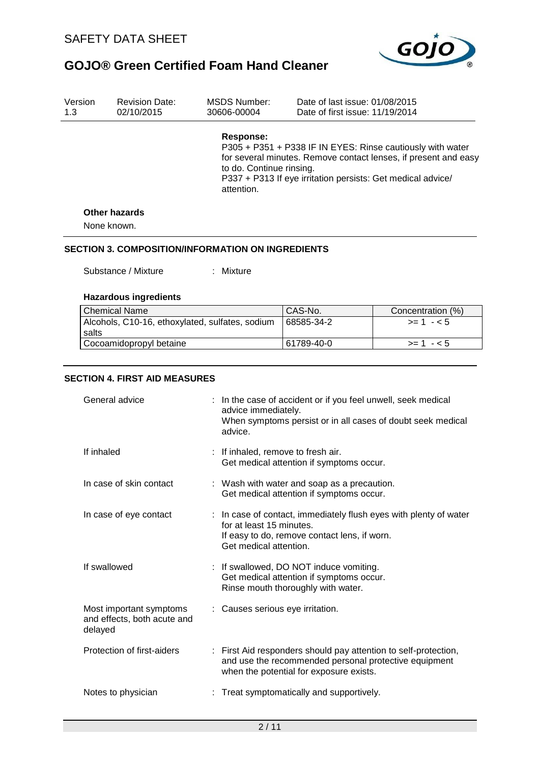**Response:**

P305 + P351 + P338 IF IN EYES: Rinse cautiously with water for several minutes. Remove contact lenses, if present and easy to do. Continue rinsing.
P337 + P313 If eye irritation persists: Get medical advice/ attention.

**Other hazards**

None known.

## SECTION 3. COMPOSITION/INFORMATION ON INGREDIENTS

Substance / Mixture : Mixture

**Hazardous ingredients**

| Chemical Name | CAS-No. | Concentration (%) |
|---|---|---|
| Alcohols, C10-16, ethoxylated, sulfates, sodium salts | 68585-34-2 | >= 1 - < 5 |
| Cocoamidopropyl betaine | 61789-40-0 | >= 1 - < 5 |

## SECTION 4. FIRST AID MEASURES

General advice : In the case of accident or if you feel unwell, seek medical advice immediately.
When symptoms persist or in all cases of doubt seek medical advice.

If inhaled : If inhaled, remove to fresh air.
Get medical attention if symptoms occur.

In case of skin contact : Wash with water and soap as a precaution.
Get medical attention if symptoms occur.

In case of eye contact : In case of contact, immediately flush eyes with plenty of water for at least 15 minutes.
If easy to do, remove contact lens, if worn.
Get medical attention.

If swallowed : If swallowed, DO NOT induce vomiting.
Get medical attention if symptoms occur.
Rinse mouth thoroughly with water.

Most important symptoms and effects, both acute and delayed : Causes serious eye irritation.

Protection of first-aiders : First Aid responders should pay attention to self-protection, and use the recommended personal protective equipment when the potential for exposure exists.

Notes to physician : Treat symptomatically and supportively.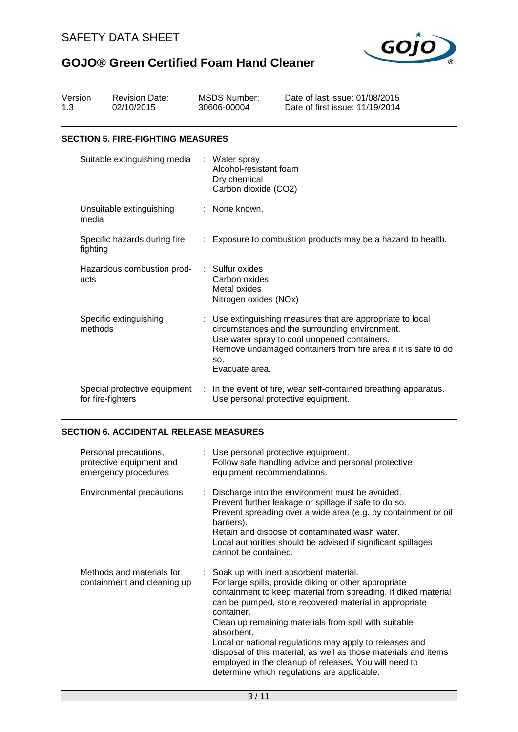## SECTION 5. FIRE-FIGHTING MEASURES

| | |
|---|---|
| Suitable extinguishing media | Water spray<br>Alcohol-resistant foam<br>Dry chemical<br>Carbon dioxide ($CO_2$) |
| Unsuitable extinguishing media | None known. |
| Specific hazards during fire fighting | Exposure to combustion products may be a hazard to health. |
| Hazardous combustion products | Sulfur oxides<br>Carbon oxides<br>Metal oxides<br>Nitrogen oxides (NOx) |
| Specific extinguishing methods | Use extinguishing measures that are appropriate to local circumstances and the surrounding environment.<br>Use water spray to cool unopened containers.<br>Remove undamaged containers from fire area if it is safe to do so.<br>Evacuate area. |
| Special protective equipment for fire-fighters | In the event of fire, wear self-contained breathing apparatus.<br>Use personal protective equipment. |

## SECTION 6. ACCIDENTAL RELEASE MEASURES

| | |
|---|---|
| Personal precautions, protective equipment and emergency procedures | Use personal protective equipment.<br>Follow safe handling advice and personal protective equipment recommendations. |
| Environmental precautions | Discharge into the environment must be avoided.<br>Prevent further leakage or spillage if safe to do so.<br>Prevent spreading over a wide area (e.g. by containment or oil barriers).<br>Retain and dispose of contaminated wash water.<br>Local authorities should be advised if significant spillages cannot be contained. |
| Methods and materials for containment and cleaning up | Soak up with inert absorbent material.<br>For large spills, provide diking or other appropriate containment to keep material from spreading. If diked material can be pumped, store recovered material in appropriate container.<br>Clean up remaining materials from spill with suitable absorbent.<br>Local or national regulations may apply to releases and disposal of this material, as well as those materials and items employed in the cleanup of releases. You will need to determine which regulations are applicable. |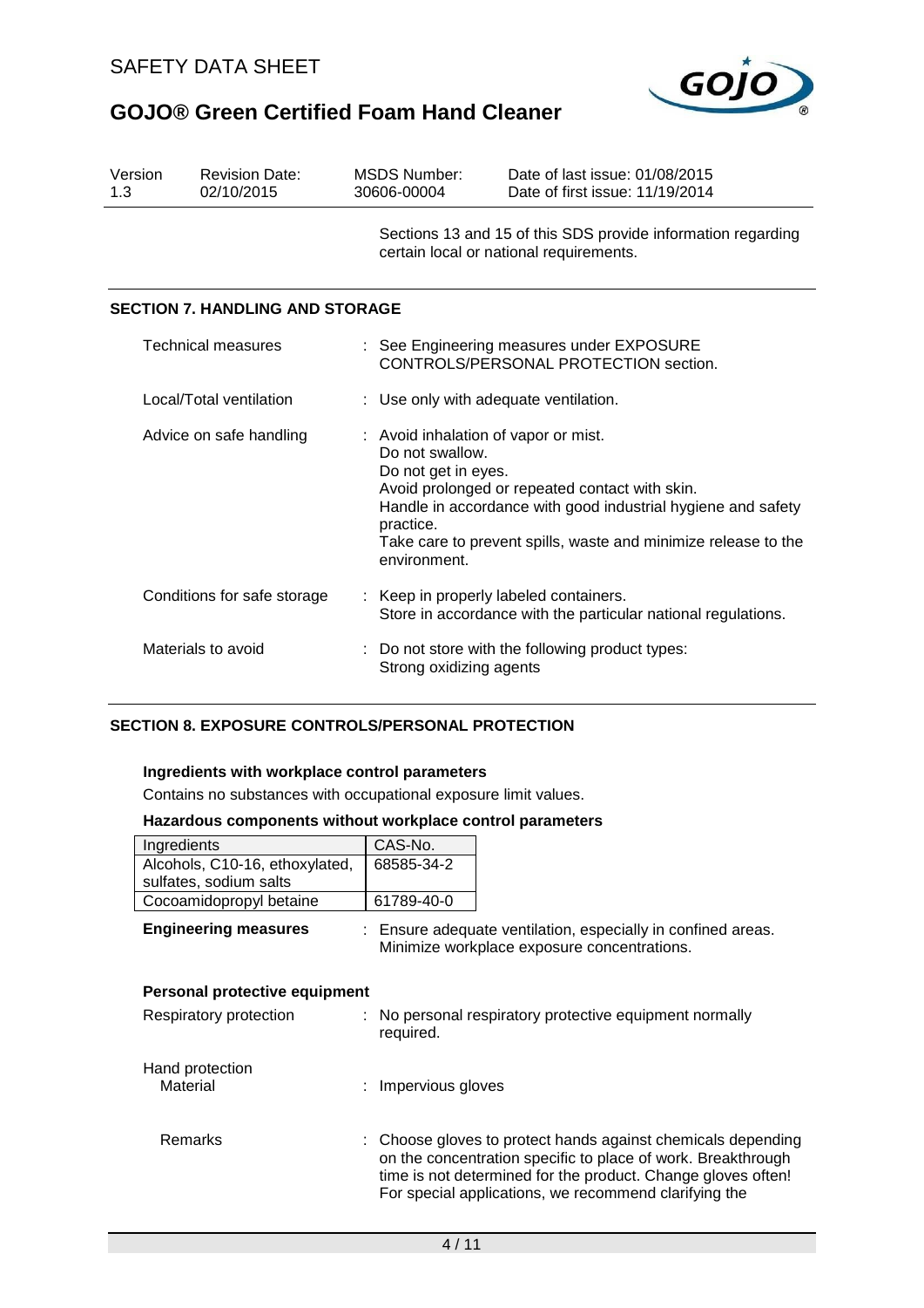| Version | Revision Date: | MSDS Number: | Date of last issue: 01/08/2015 |
|---|---|---|---|
| 1.3 | 02/10/2015 | 30606-00004 | Date of first issue: 11/19/2014 |

Sections 13 and 15 of this SDS provide information regarding certain local or national requirements.

## SECTION 7. HANDLING AND STORAGE

Technical measures : See Engineering measures under EXPOSURE CONTROLS/PERSONAL PROTECTION section.

Local/Total ventilation : Use only with adequate ventilation.

Advice on safe handling : Avoid inhalation of vapor or mist.
Do not swallow.
Do not get in eyes.
Avoid prolonged or repeated contact with skin.
Handle in accordance with good industrial hygiene and safety practice.
Take care to prevent spills, waste and minimize release to the environment.

Conditions for safe storage : Keep in properly labeled containers.
Store in accordance with the particular national regulations.

Materials to avoid : Do not store with the following product types:
Strong oxidizing agents

## SECTION 8. EXPOSURE CONTROLS/PERSONAL PROTECTION

**Ingredients with workplace control parameters**

Contains no substances with occupational exposure limit values.

**Hazardous components without workplace control parameters**

| Ingredients | CAS-No. |
|---|---|
| Alcohols, C10-16, ethoxylated, sulfates, sodium salts | 68585-34-2 |
| Cocoamidopropyl betaine | 61789-40-0 |

**Engineering measures** : Ensure adequate ventilation, especially in confined areas.
Minimize workplace exposure concentrations.

**Personal protective equipment**

Respiratory protection : No personal respiratory protective equipment normally required.

Hand protection

Material : Impervious gloves

Remarks : Choose gloves to protect hands against chemicals depending on the concentration specific to place of work. Breakthrough time is not determined for the product. Change gloves often! For special applications, we recommend clarifying the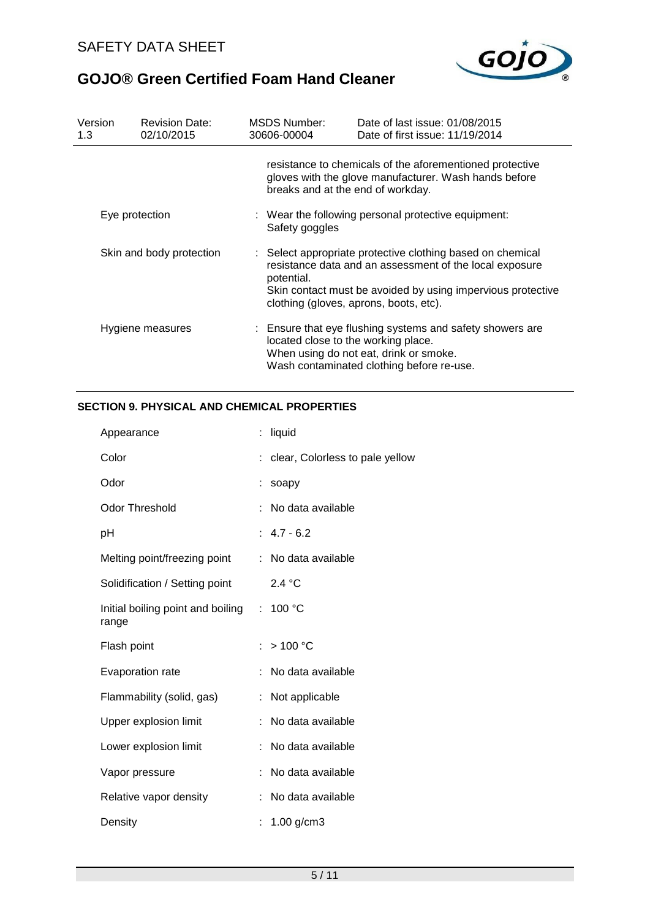| | |
|---|---|
| | resistance to chemicals of the aforementioned protective gloves with the glove manufacturer. Wash hands before breaks and at the end of workday. |
| Eye protection | : Wear the following personal protective equipment: Safety goggles |
| Skin and body protection | : Select appropriate protective clothing based on chemical resistance data and an assessment of the local exposure potential. Skin contact must be avoided by using impervious protective clothing (gloves, aprons, boots, etc). |
| Hygiene measures | : Ensure that eye flushing systems and safety showers are located close to the working place. When using do not eat, drink or smoke. Wash contaminated clothing before re-use. |

## SECTION 9. PHYSICAL AND CHEMICAL PROPERTIES

| | |
|---|---|
| Appearance | : liquid |
| Color | : clear, Colorless to pale yellow |
| Odor | : soapy |
| Odor Threshold | : No data available |
| pH | : 4.7 - 6.2 |
| Melting point/freezing point | : No data available |
| Solidification / Setting point | 2.4 °C |
| Initial boiling point and boiling range | : 100 °C |
| Flash point | : > 100 °C |
| Evaporation rate | : No data available |
| Flammability (solid, gas) | : Not applicable |
| Upper explosion limit | : No data available |
| Lower explosion limit | : No data available |
| Vapor pressure | : No data available |
| Relative vapor density | : No data available |
| Density | : 1.00 g/cm3 |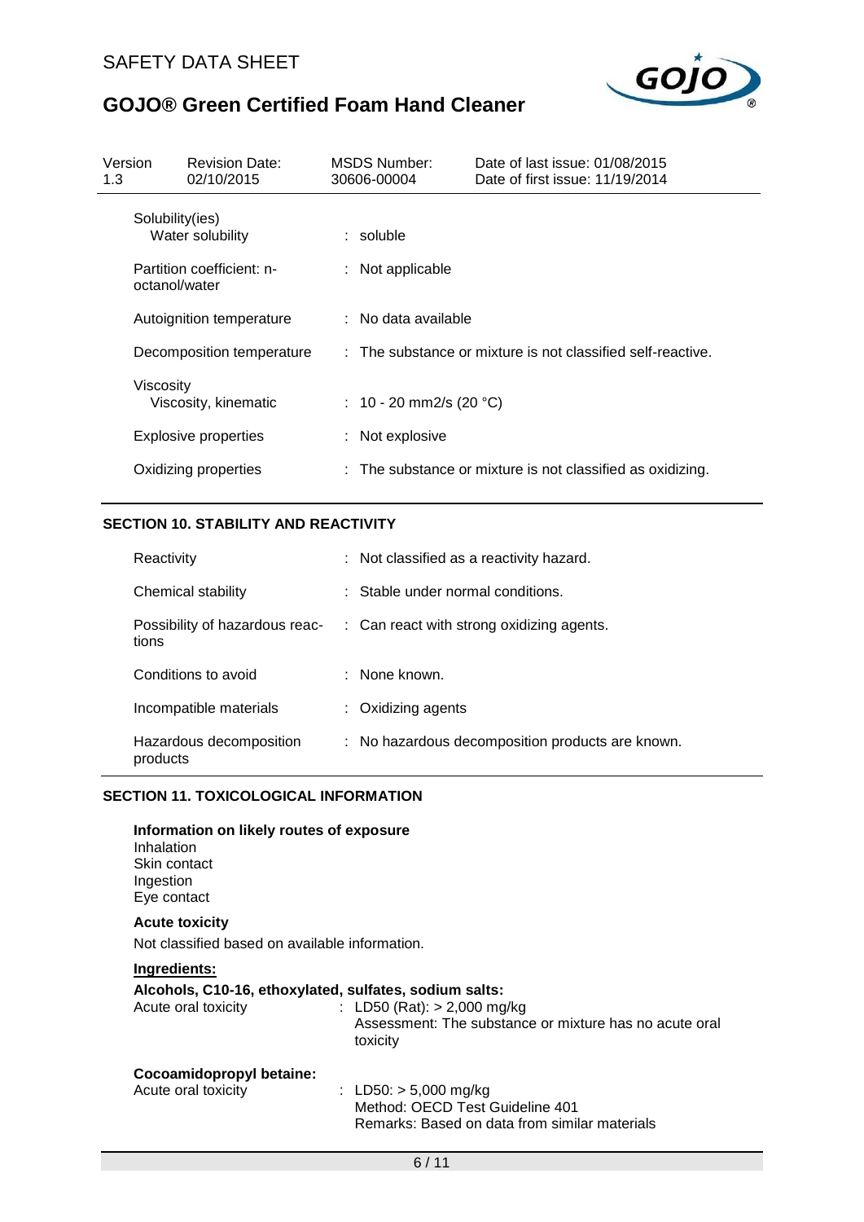| Version 1.3 | Revision Date: 02/10/2015 | MSDS Number: 30606-00004 | Date of last issue: 01/08/2015 Date of first issue: 11/19/2014 |
|---|---|---|---|

| Property | Value |
|---|---|
| Solubility(ies) Water solubility | : soluble |
| Partition coefficient: n-octanol/water | : Not applicable |
| Autoignition temperature | : No data available |
| Decomposition temperature | : The substance or mixture is not classified self-reactive. |
| Viscosity Viscosity, kinematic | : 10 - 20 mm2/s (20 °C) |
| Explosive properties | : Not explosive |
| Oxidizing properties | : The substance or mixture is not classified as oxidizing. |

## SECTION 10. STABILITY AND REACTIVITY

| Property | Value |
|---|---|
| Reactivity | : Not classified as a reactivity hazard. |
| Chemical stability | : Stable under normal conditions. |
| Possibility of hazardous reactions | : Can react with strong oxidizing agents. |
| Conditions to avoid | : None known. |
| Incompatible materials | : Oxidizing agents |
| Hazardous decomposition products | : No hazardous decomposition products are known. |

## SECTION 11. TOXICOLOGICAL INFORMATION

**Information on likely routes of exposure**
Inhalation
Skin contact
Ingestion
Eye contact

**Acute toxicity**

Not classified based on available information.

**Ingredients:**

**Alcohols, C10-16, ethoxylated, sulfates, sodium salts:**

| Property | Value |
|---|---|
| Acute oral toxicity | : LD50 (Rat): > 2,000 mg/kg<br>Assessment: The substance or mixture has no acute oral toxicity |

**Cocoamidopropyl betaine:**

| Property | Value |
|---|---|
| Acute oral toxicity | : LD50: > 5,000 mg/kg<br>Method: OECD Test Guideline 401<br>Remarks: Based on data from similar materials |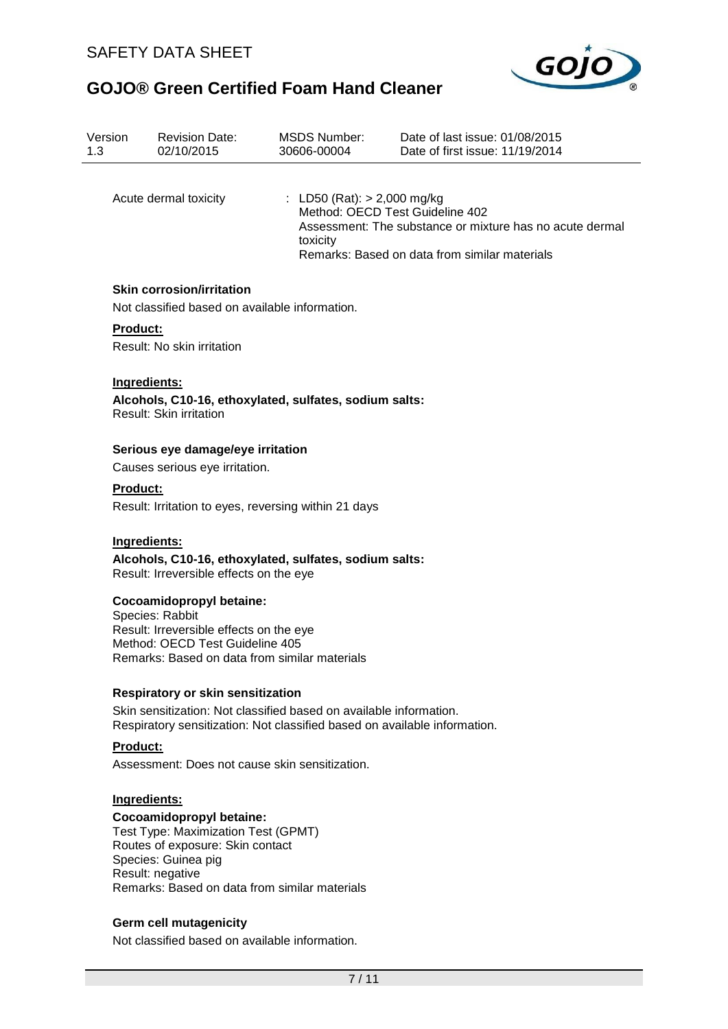Acute dermal toxicity : LD50 (Rat): > 2,000 mg/kg
Method: OECD Test Guideline 402
Assessment: The substance or mixture has no acute dermal toxicity
Remarks: Based on data from similar materials

**Skin corrosion/irritation**

Not classified based on available information.

**Product:**

Result: No skin irritation

**Ingredients:**

**Alcohols, C10-16, ethoxylated, sulfates, sodium salts:**
Result: Skin irritation

**Serious eye damage/eye irritation**

Causes serious eye irritation.

**Product:**

Result: Irritation to eyes, reversing within 21 days

**Ingredients:**

**Alcohols, C10-16, ethoxylated, sulfates, sodium salts:**
Result: Irreversible effects on the eye

**Cocoamidopropyl betaine:**
Species: Rabbit
Result: Irreversible effects on the eye
Method: OECD Test Guideline 405
Remarks: Based on data from similar materials

**Respiratory or skin sensitization**

Skin sensitization: Not classified based on available information.
Respiratory sensitization: Not classified based on available information.

**Product:**

Assessment: Does not cause skin sensitization.

**Ingredients:**

**Cocoamidopropyl betaine:**
Test Type: Maximization Test (GPMT)
Routes of exposure: Skin contact
Species: Guinea pig
Result: negative
Remarks: Based on data from similar materials

**Germ cell mutagenicity**

Not classified based on available information.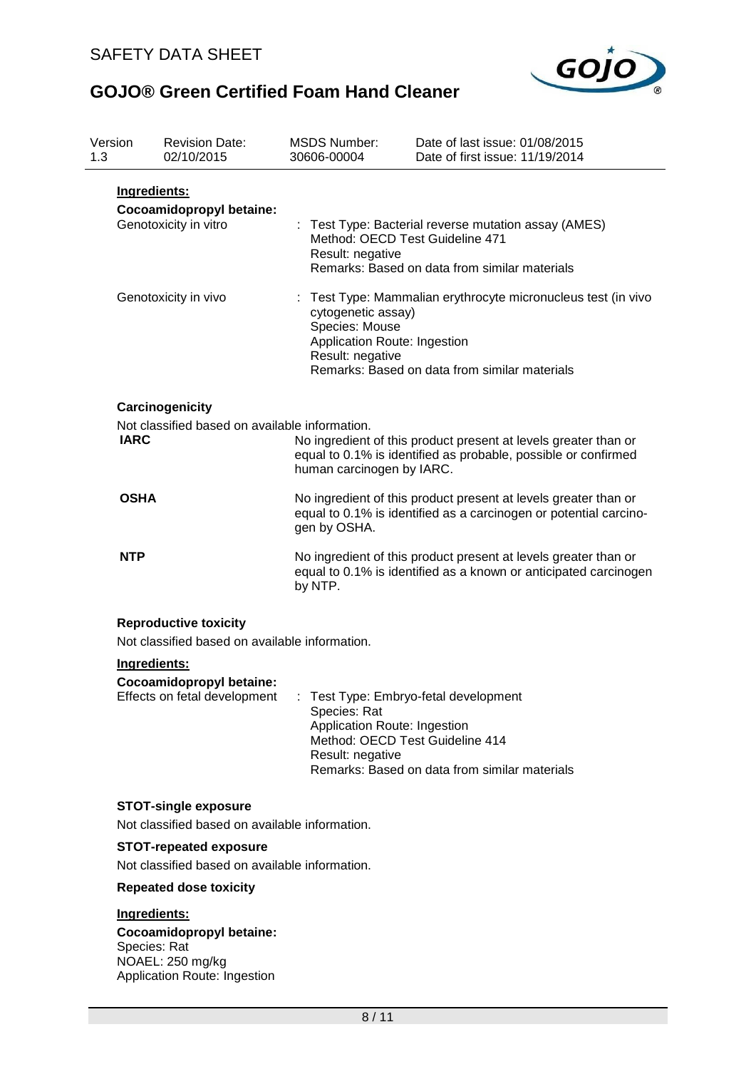**Ingredients:**

**Cocoamidopropyl betaine:**

| | |
|---|---|
| Genotoxicity in vitro | : Test Type: Bacterial reverse mutation assay (AMES)<br>Method: OECD Test Guideline 471<br>Result: negative<br>Remarks: Based on data from similar materials |
| Genotoxicity in vivo | : Test Type: Mammalian erythrocyte micronucleus test (in vivo cytogenetic assay)<br>Species: Mouse<br>Application Route: Ingestion<br>Result: negative<br>Remarks: Based on data from similar materials |

### Carcinogenicity

Not classified based on available information.

| | |
|---|---|
| **IARC** | No ingredient of this product present at levels greater than or equal to 0.1% is identified as probable, possible or confirmed human carcinogen by IARC. |
| **OSHA** | No ingredient of this product present at levels greater than or equal to 0.1% is identified as a carcinogen or potential carcinogen by OSHA. |
| **NTP** | No ingredient of this product present at levels greater than or equal to 0.1% is identified as a known or anticipated carcinogen by NTP. |

### Reproductive toxicity

Not classified based on available information.

**Ingredients:**

**Cocoamidopropyl betaine:**

| | |
|---|---|
| Effects on fetal development | : Test Type: Embryo-fetal development<br>Species: Rat<br>Application Route: Ingestion<br>Method: OECD Test Guideline 414<br>Result: negative<br>Remarks: Based on data from similar materials |

### STOT-single exposure

Not classified based on available information.

### STOT-repeated exposure

Not classified based on available information.

### Repeated dose toxicity

**Ingredients:**

**Cocoamidopropyl betaine:**
Species: Rat
NOAEL: 250 mg/kg
Application Route: Ingestion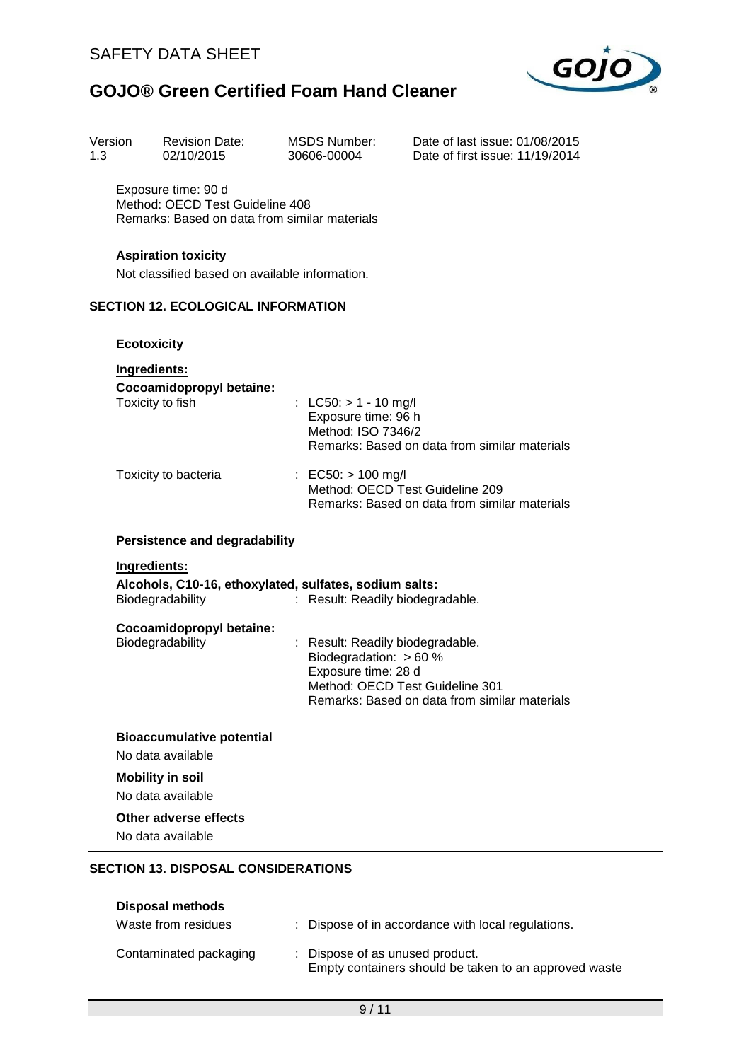Exposure time: 90 d
Method: OECD Test Guideline 408
Remarks: Based on data from similar materials

**Aspiration toxicity**

Not classified based on available information.

## SECTION 12. ECOLOGICAL INFORMATION

**Ecotoxicity**

**Ingredients:**

**Cocoamidopropyl betaine:**

Toxicity to fish : LC50: > 1 - 10 mg/l
Exposure time: 96 h
Method: ISO 7346/2
Remarks: Based on data from similar materials

Toxicity to bacteria : EC50: > 100 mg/l
Method: OECD Test Guideline 209
Remarks: Based on data from similar materials

**Persistence and degradability**

**Ingredients:**

**Alcohols, C10-16, ethoxylated, sulfates, sodium salts:**

Biodegradability : Result: Readily biodegradable.

**Cocoamidopropyl betaine:**

Biodegradability : Result: Readily biodegradable.
Biodegradation: > 60 %
Exposure time: 28 d
Method: OECD Test Guideline 301
Remarks: Based on data from similar materials

**Bioaccumulative potential**

No data available

**Mobility in soil**

No data available

**Other adverse effects**

No data available

## SECTION 13. DISPOSAL CONSIDERATIONS

**Disposal methods**

Waste from residues : Dispose of in accordance with local regulations.

Contaminated packaging : Dispose of as unused product.
Empty containers should be taken to an approved waste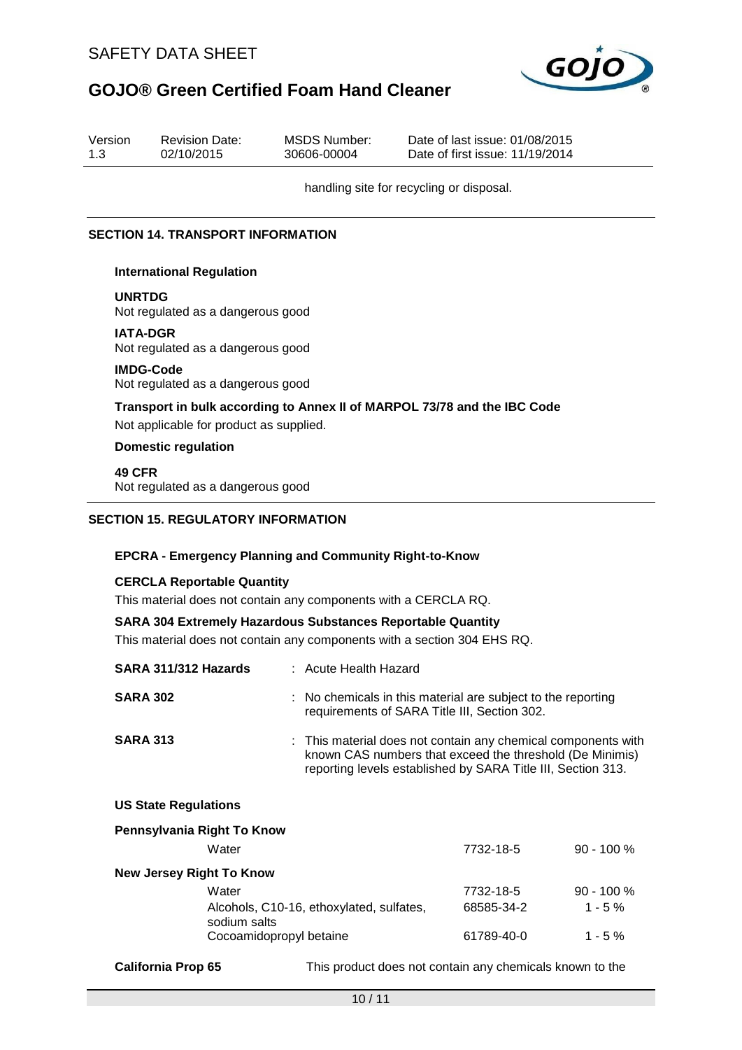handling site for recycling or disposal.

## SECTION 14. TRANSPORT INFORMATION

**International Regulation**

**UNRTDG**
Not regulated as a dangerous good

**IATA-DGR**
Not regulated as a dangerous good

**IMDG-Code**
Not regulated as a dangerous good

**Transport in bulk according to Annex II of MARPOL 73/78 and the IBC Code**
Not applicable for product as supplied.

**Domestic regulation**

**49 CFR**
Not regulated as a dangerous good

## SECTION 15. REGULATORY INFORMATION

**EPCRA - Emergency Planning and Community Right-to-Know**

**CERCLA Reportable Quantity**
This material does not contain any components with a CERCLA RQ.

**SARA 304 Extremely Hazardous Substances Reportable Quantity**
This material does not contain any components with a section 304 EHS RQ.

**SARA 311/312 Hazards** : Acute Health Hazard

**SARA 302** : No chemicals in this material are subject to the reporting requirements of SARA Title III, Section 302.

**SARA 313** : This material does not contain any chemical components with known CAS numbers that exceed the threshold (De Minimis) reporting levels established by SARA Title III, Section 313.

**US State Regulations**

**Pennsylvania Right To Know**

| | | |
|---|---|---|
| Water | 7732-18-5 | 90 - 100 % |

**New Jersey Right To Know**

| | | |
|---|---|---|
| Water | 7732-18-5 | 90 - 100 % |
| Alcohols, C10-16, ethoxylated, sulfates, sodium salts | 68585-34-2 | 1 - 5 % |
| Cocoamidopropyl betaine | 61789-40-0 | 1 - 5 % |

**California Prop 65** This product does not contain any chemicals known to the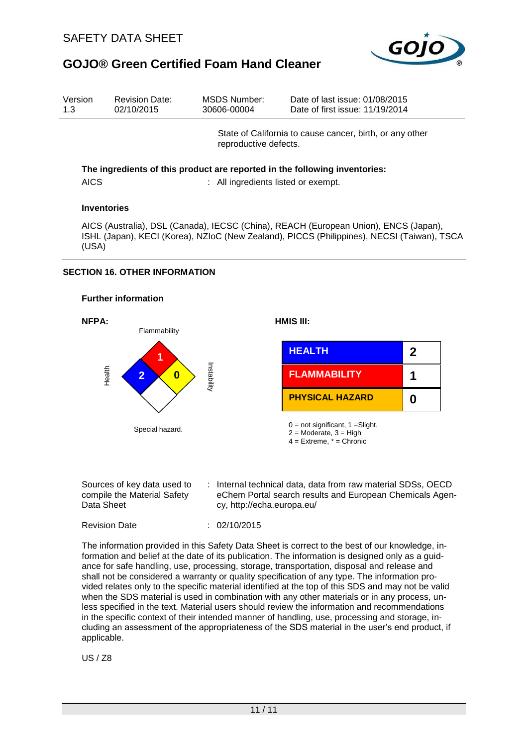State of California to cause cancer, birth, or any other reproductive defects.

**The ingredients of this product are reported in the following inventories:**

AICS : All ingredients listed or exempt.

**Inventories**

AICS (Australia), DSL (Canada), IECSC (China), REACH (European Union), ENCS (Japan), ISHL (Japan), KECI (Korea), NZIoC (New Zealand), PICCS (Philippines), NECSI (Taiwan), TSCA (USA)

## SECTION 16. OTHER INFORMATION

**Further information**

**NFPA:**

Flammability
1
Health
2
Instability
0
Special hazard.

**HMIS III:**

| | |
|---|---|
| **HEALTH** | **2** |
| **FLAMMABILITY** | **1** |
| **PHYSICAL HAZARD** | **0** |

0 = not significant, 1 =Slight,
2 = Moderate, 3 = High
4 = Extreme, * = Chronic

Sources of key data used to compile the Material Safety Data Sheet : Internal technical data, data from raw material SDSs, OECD eChem Portal search results and European Chemicals Agency, http://echa.europa.eu/

Revision Date : 02/10/2015

The information provided in this Safety Data Sheet is correct to the best of our knowledge, information and belief at the date of its publication. The information is designed only as a guidance for safe handling, use, processing, storage, transportation, disposal and release and shall not be considered a warranty or quality specification of any type. The information provided relates only to the specific material identified at the top of this SDS and may not be valid when the SDS material is used in combination with any other materials or in any process, unless specified in the text. Material users should review the information and recommendations in the specific context of their intended manner of handling, use, processing and storage, including an assessment of the appropriateness of the SDS material in the user's end product, if applicable.

US / Z8